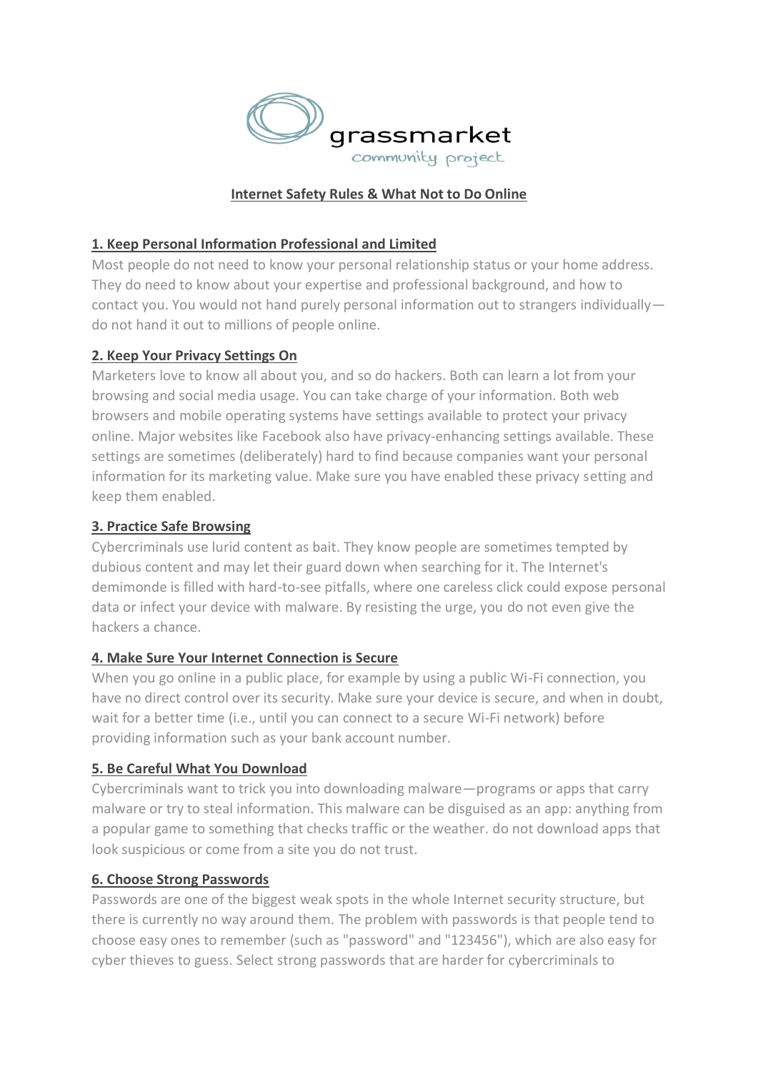grassmarket
community project

# Internet Safety Rules & What Not to Do Online

## 1. Keep Personal Information Professional and Limited

Most people do not need to know your personal relationship status or your home address. They do need to know about your expertise and professional background, and how to contact you. You would not hand purely personal information out to strangers individually—do not hand it out to millions of people online.

## 2. Keep Your Privacy Settings On

Marketers love to know all about you, and so do hackers. Both can learn a lot from your browsing and social media usage. You can take charge of your information. Both web browsers and mobile operating systems have settings available to protect your privacy online. Major websites like Facebook also have privacy-enhancing settings available. These settings are sometimes (deliberately) hard to find because companies want your personal information for its marketing value. Make sure you have enabled these privacy setting and keep them enabled.

## 3. Practice Safe Browsing

Cybercriminals use lurid content as bait. They know people are sometimes tempted by dubious content and may let their guard down when searching for it. The Internet's demimonde is filled with hard-to-see pitfalls, where one careless click could expose personal data or infect your device with malware. By resisting the urge, you do not even give the hackers a chance.

## 4. Make Sure Your Internet Connection is Secure

When you go online in a public place, for example by using a public Wi-Fi connection, you have no direct control over its security. Make sure your device is secure, and when in doubt, wait for a better time (i.e., until you can connect to a secure Wi-Fi network) before providing information such as your bank account number.

## 5. Be Careful What You Download

Cybercriminals want to trick you into downloading malware—programs or apps that carry malware or try to steal information. This malware can be disguised as an app: anything from a popular game to something that checks traffic or the weather. do not download apps that look suspicious or come from a site you do not trust.

## 6. Choose Strong Passwords

Passwords are one of the biggest weak spots in the whole Internet security structure, but there is currently no way around them. The problem with passwords is that people tend to choose easy ones to remember (such as "password" and "123456"), which are also easy for cyber thieves to guess. Select strong passwords that are harder for cybercriminals to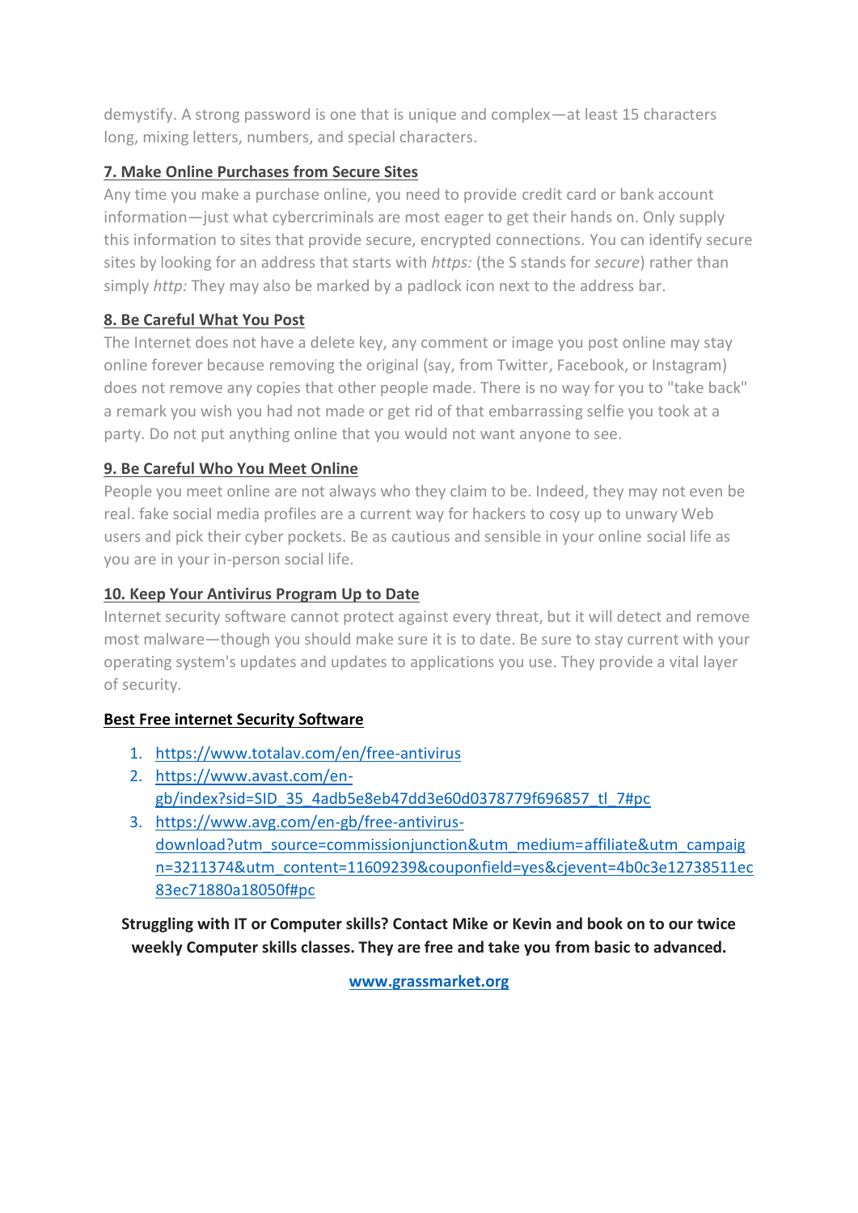demystify. A strong password is one that is unique and complex—at least 15 characters long, mixing letters, numbers, and special characters.

**7. Make Online Purchases from Secure Sites**

Any time you make a purchase online, you need to provide credit card or bank account information—just what cybercriminals are most eager to get their hands on. Only supply this information to sites that provide secure, encrypted connections. You can identify secure sites by looking for an address that starts with *https:* (the S stands for *secure*) rather than simply *http:* They may also be marked by a padlock icon next to the address bar.

**8. Be Careful What You Post**

The Internet does not have a delete key, any comment or image you post online may stay online forever because removing the original (say, from Twitter, Facebook, or Instagram) does not remove any copies that other people made. There is no way for you to "take back" a remark you wish you had not made or get rid of that embarrassing selfie you took at a party. Do not put anything online that you would not want anyone to see.

**9. Be Careful Who You Meet Online**

People you meet online are not always who they claim to be. Indeed, they may not even be real. fake social media profiles are a current way for hackers to cosy up to unwary Web users and pick their cyber pockets. Be as cautious and sensible in your online social life as you are in your in-person social life.

**10. Keep Your Antivirus Program Up to Date**

Internet security software cannot protect against every threat, but it will detect and remove most malware—though you should make sure it is to date. Be sure to stay current with your operating system's updates and updates to applications you use. They provide a vital layer of security.

**Best Free internet Security Software**

1. https://www.totalav.com/en/free-antivirus
2. https://www.avast.com/en-gb/index?sid=SID_35_4adb5e8eb47dd3e60d0378779f696857_tl_7#pc
3. https://www.avg.com/en-gb/free-antivirus-download?utm_source=commissionjunction&utm_medium=affiliate&utm_campaign=3211374&utm_content=11609239&couponfield=yes&cjevent=4b0c3e12738511ec83ec71880a18050f#pc

**Struggling with IT or Computer skills? Contact Mike or Kevin and book on to our twice weekly Computer skills classes. They are free and take you from basic to advanced.**

**www.grassmarket.org**